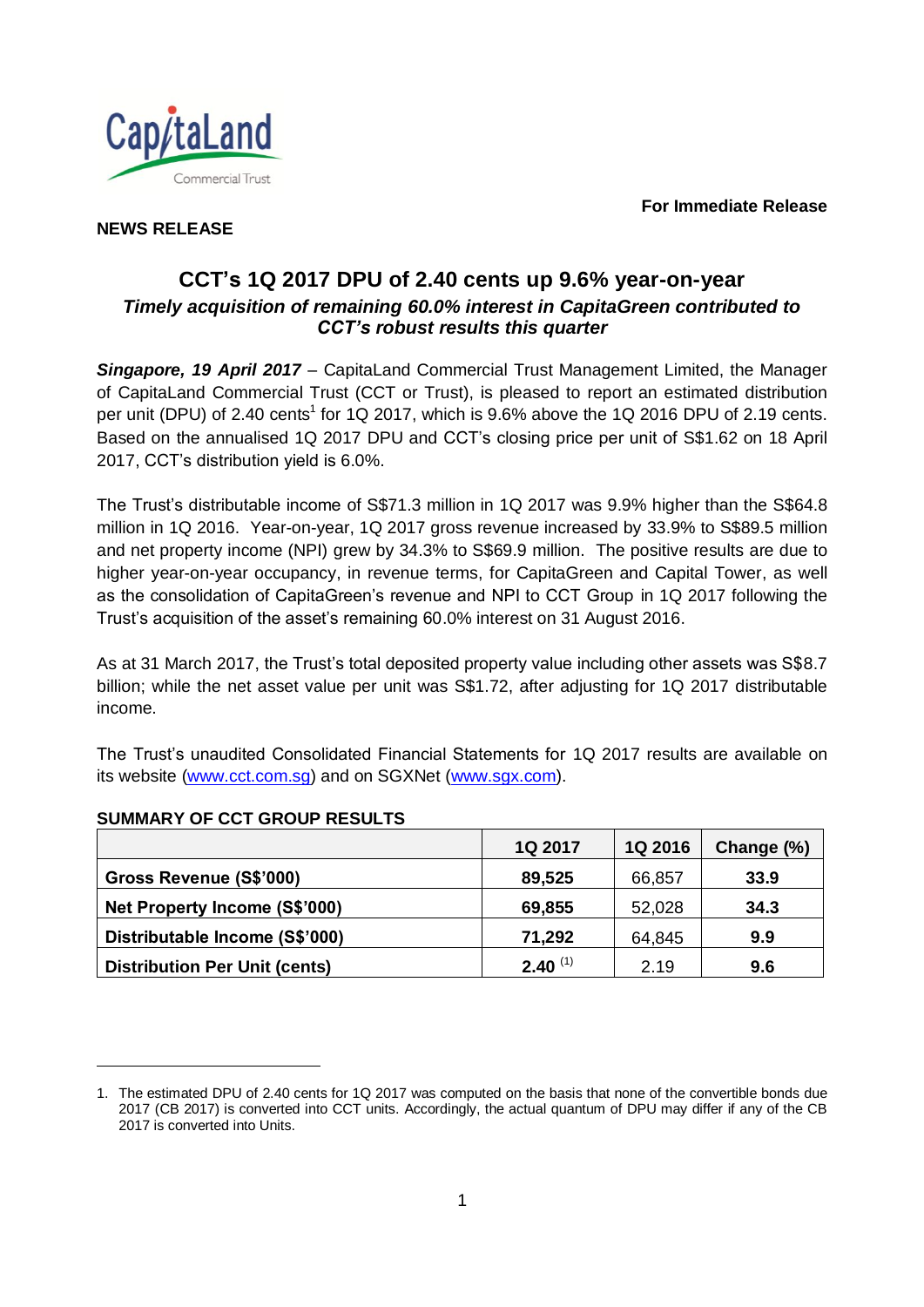**For Immediate Release**

**NEWS RELEASE**

## CCT's 1Q 2017 DPU of 2.40 cents up 9.6% year-on-year

***Timely acquisition of remaining 60.0% interest in CapitaGreen contributed to CCT's robust results this quarter***

***Singapore, 19 April 2017*** – CapitaLand Commercial Trust Management Limited, the Manager of CapitaLand Commercial Trust (CCT or Trust), is pleased to report an estimated distribution per unit (DPU) of 2.40 cents[1] for 1Q 2017, which is 9.6% above the 1Q 2016 DPU of 2.19 cents. Based on the annualised 1Q 2017 DPU and CCT's closing price per unit of S$1.62 on 18 April 2017, CCT's distribution yield is 6.0%.

The Trust's distributable income of S$71.3 million in 1Q 2017 was 9.9% higher than the S$64.8 million in 1Q 2016. Year-on-year, 1Q 2017 gross revenue increased by 33.9% to S$89.5 million and net property income (NPI) grew by 34.3% to S$69.9 million. The positive results are due to higher year-on-year occupancy, in revenue terms, for CapitaGreen and Capital Tower, as well as the consolidation of CapitaGreen's revenue and NPI to CCT Group in 1Q 2017 following the Trust's acquisition of the asset's remaining 60.0% interest on 31 August 2016.

As at 31 March 2017, the Trust's total deposited property value including other assets was S$8.7 billion; while the net asset value per unit was S$1.72, after adjusting for 1Q 2017 distributable income.

The Trust's unaudited Consolidated Financial Statements for 1Q 2017 results are available on its website (www.cct.com.sg) and on SGXNet (www.sgx.com).

**SUMMARY OF CCT GROUP RESULTS**

| | 1Q 2017 | 1Q 2016 | Change (%) |
|---|---|---|---|
| **Gross Revenue (S$'000)** | **89,525** | 66,857 | **33.9** |
| **Net Property Income (S$'000)** | **69,855** | 52,028 | **34.3** |
| **Distributable Income (S$'000)** | **71,292** | 64,845 | **9.9** |
| **Distribution Per Unit (cents)** | **2.40** (1) | 2.19 | **9.6** |

1. The estimated DPU of 2.40 cents for 1Q 2017 was computed on the basis that none of the convertible bonds due 2017 (CB 2017) is converted into CCT units. Accordingly, the actual quantum of DPU may differ if any of the CB 2017 is converted into Units.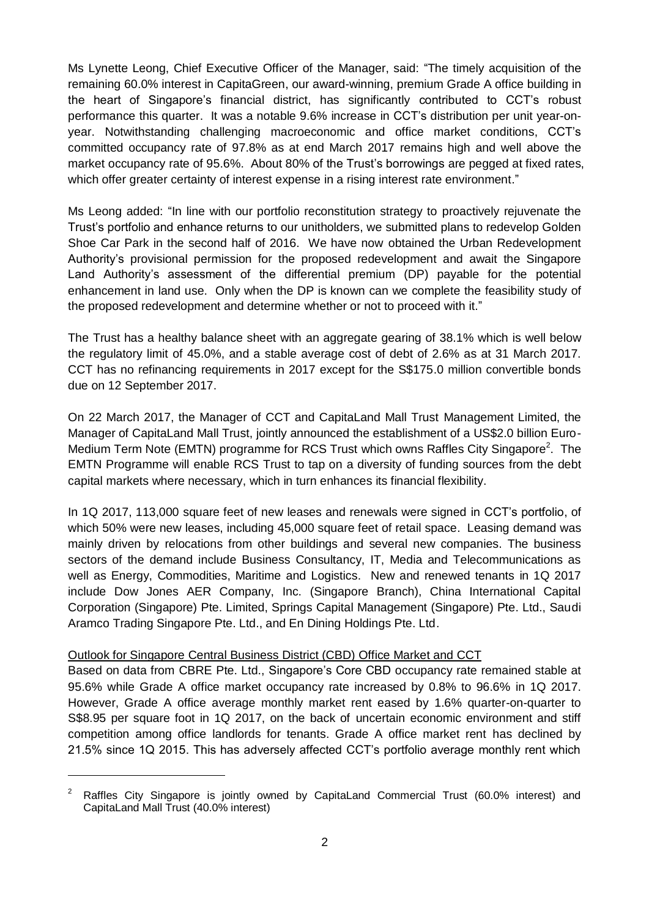Ms Lynette Leong, Chief Executive Officer of the Manager, said: "The timely acquisition of the remaining 60.0% interest in CapitaGreen, our award-winning, premium Grade A office building in the heart of Singapore's financial district, has significantly contributed to CCT's robust performance this quarter. It was a notable 9.6% increase in CCT's distribution per unit year-on-year. Notwithstanding challenging macroeconomic and office market conditions, CCT's committed occupancy rate of 97.8% as at end March 2017 remains high and well above the market occupancy rate of 95.6%. About 80% of the Trust's borrowings are pegged at fixed rates, which offer greater certainty of interest expense in a rising interest rate environment."

Ms Leong added: "In line with our portfolio reconstitution strategy to proactively rejuvenate the Trust's portfolio and enhance returns to our unitholders, we submitted plans to redevelop Golden Shoe Car Park in the second half of 2016. We have now obtained the Urban Redevelopment Authority's provisional permission for the proposed redevelopment and await the Singapore Land Authority's assessment of the differential premium (DP) payable for the potential enhancement in land use. Only when the DP is known can we complete the feasibility study of the proposed redevelopment and determine whether or not to proceed with it."

The Trust has a healthy balance sheet with an aggregate gearing of 38.1% which is well below the regulatory limit of 45.0%, and a stable average cost of debt of 2.6% as at 31 March 2017. CCT has no refinancing requirements in 2017 except for the S$175.0 million convertible bonds due on 12 September 2017.

On 22 March 2017, the Manager of CCT and CapitaLand Mall Trust Management Limited, the Manager of CapitaLand Mall Trust, jointly announced the establishment of a US$2.0 billion Euro-Medium Term Note (EMTN) programme for RCS Trust which owns Raffles City Singapore[2]. The EMTN Programme will enable RCS Trust to tap on a diversity of funding sources from the debt capital markets where necessary, which in turn enhances its financial flexibility.

In 1Q 2017, 113,000 square feet of new leases and renewals were signed in CCT's portfolio, of which 50% were new leases, including 45,000 square feet of retail space. Leasing demand was mainly driven by relocations from other buildings and several new companies. The business sectors of the demand include Business Consultancy, IT, Media and Telecommunications as well as Energy, Commodities, Maritime and Logistics. New and renewed tenants in 1Q 2017 include Dow Jones AER Company, Inc. (Singapore Branch), China International Capital Corporation (Singapore) Pte. Limited, Springs Capital Management (Singapore) Pte. Ltd., Saudi Aramco Trading Singapore Pte. Ltd., and En Dining Holdings Pte. Ltd.

Outlook for Singapore Central Business District (CBD) Office Market and CCT

Based on data from CBRE Pte. Ltd., Singapore's Core CBD occupancy rate remained stable at 95.6% while Grade A office market occupancy rate increased by 0.8% to 96.6% in 1Q 2017. However, Grade A office average monthly market rent eased by 1.6% quarter-on-quarter to S$8.95 per square foot in 1Q 2017, on the back of uncertain economic environment and stiff competition among office landlords for tenants. Grade A office market rent has declined by 21.5% since 1Q 2015. This has adversely affected CCT's portfolio average monthly rent which

[2] Raffles City Singapore is jointly owned by CapitaLand Commercial Trust (60.0% interest) and CapitaLand Mall Trust (40.0% interest)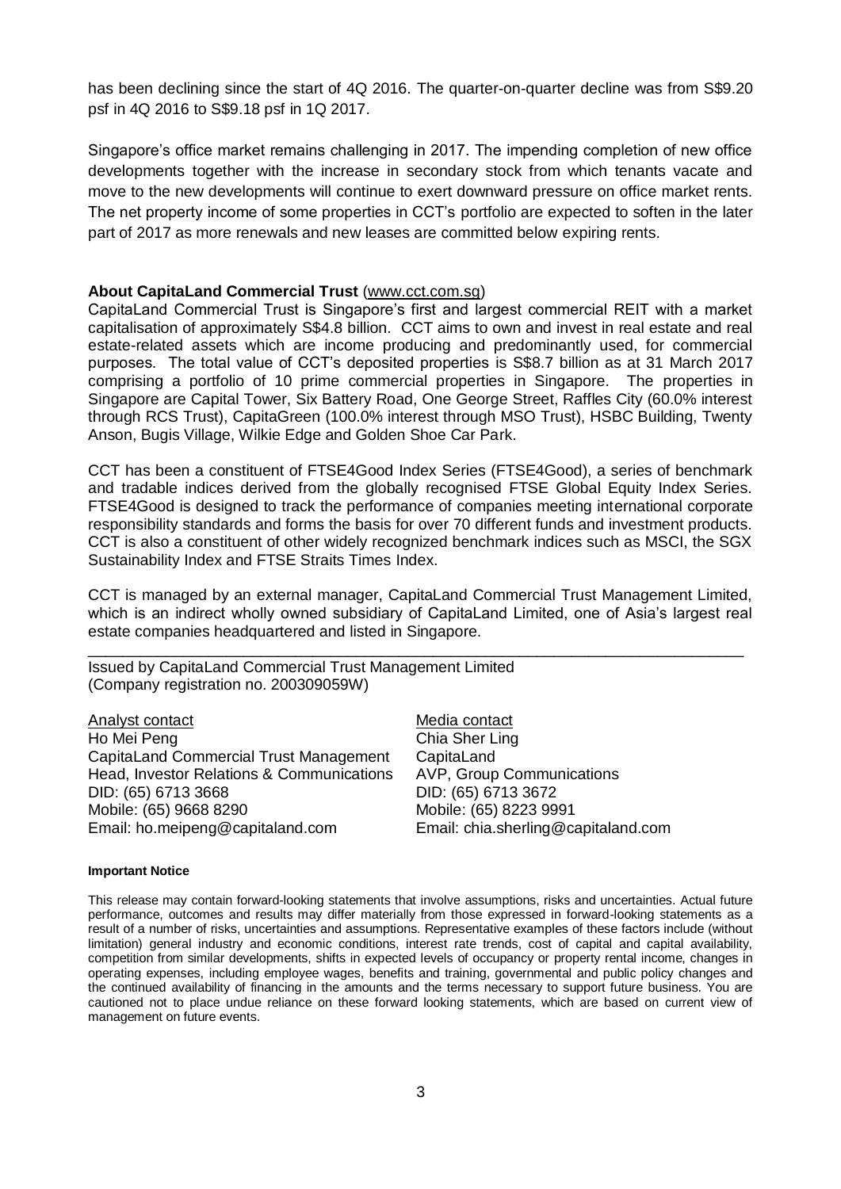has been declining since the start of 4Q 2016. The quarter-on-quarter decline was from S$9.20 psf in 4Q 2016 to S$9.18 psf in 1Q 2017.

Singapore's office market remains challenging in 2017. The impending completion of new office developments together with the increase in secondary stock from which tenants vacate and move to the new developments will continue to exert downward pressure on office market rents. The net property income of some properties in CCT's portfolio are expected to soften in the later part of 2017 as more renewals and new leases are committed below expiring rents.

**About CapitaLand Commercial Trust** (www.cct.com.sg)

CapitaLand Commercial Trust is Singapore's first and largest commercial REIT with a market capitalisation of approximately S$4.8 billion. CCT aims to own and invest in real estate and real estate-related assets which are income producing and predominantly used, for commercial purposes. The total value of CCT's deposited properties is S$8.7 billion as at 31 March 2017 comprising a portfolio of 10 prime commercial properties in Singapore. The properties in Singapore are Capital Tower, Six Battery Road, One George Street, Raffles City (60.0% interest through RCS Trust), CapitaGreen (100.0% interest through MSO Trust), HSBC Building, Twenty Anson, Bugis Village, Wilkie Edge and Golden Shoe Car Park.

CCT has been a constituent of FTSE4Good Index Series (FTSE4Good), a series of benchmark and tradable indices derived from the globally recognised FTSE Global Equity Index Series. FTSE4Good is designed to track the performance of companies meeting international corporate responsibility standards and forms the basis for over 70 different funds and investment products. CCT is also a constituent of other widely recognized benchmark indices such as MSCI, the SGX Sustainability Index and FTSE Straits Times Index.

CCT is managed by an external manager, CapitaLand Commercial Trust Management Limited, which is an indirect wholly owned subsidiary of CapitaLand Limited, one of Asia's largest real estate companies headquartered and listed in Singapore.

---

Issued by CapitaLand Commercial Trust Management Limited
(Company registration no. 200309059W)

Analyst contact
Ho Mei Peng
CapitaLand Commercial Trust Management
Head, Investor Relations & Communications
DID: (65) 6713 3668
Mobile: (65) 9668 8290
Email: ho.meipeng@capitaland.com

Media contact
Chia Sher Ling
CapitaLand
AVP, Group Communications
DID: (65) 6713 3672
Mobile: (65) 8223 9991
Email: chia.sherling@capitaland.com

**Important Notice**

This release may contain forward-looking statements that involve assumptions, risks and uncertainties. Actual future performance, outcomes and results may differ materially from those expressed in forward-looking statements as a result of a number of risks, uncertainties and assumptions. Representative examples of these factors include (without limitation) general industry and economic conditions, interest rate trends, cost of capital and capital availability, competition from similar developments, shifts in expected levels of occupancy or property rental income, changes in operating expenses, including employee wages, benefits and training, governmental and public policy changes and the continued availability of financing in the amounts and the terms necessary to support future business. You are cautioned not to place undue reliance on these forward looking statements, which are based on current view of management on future events.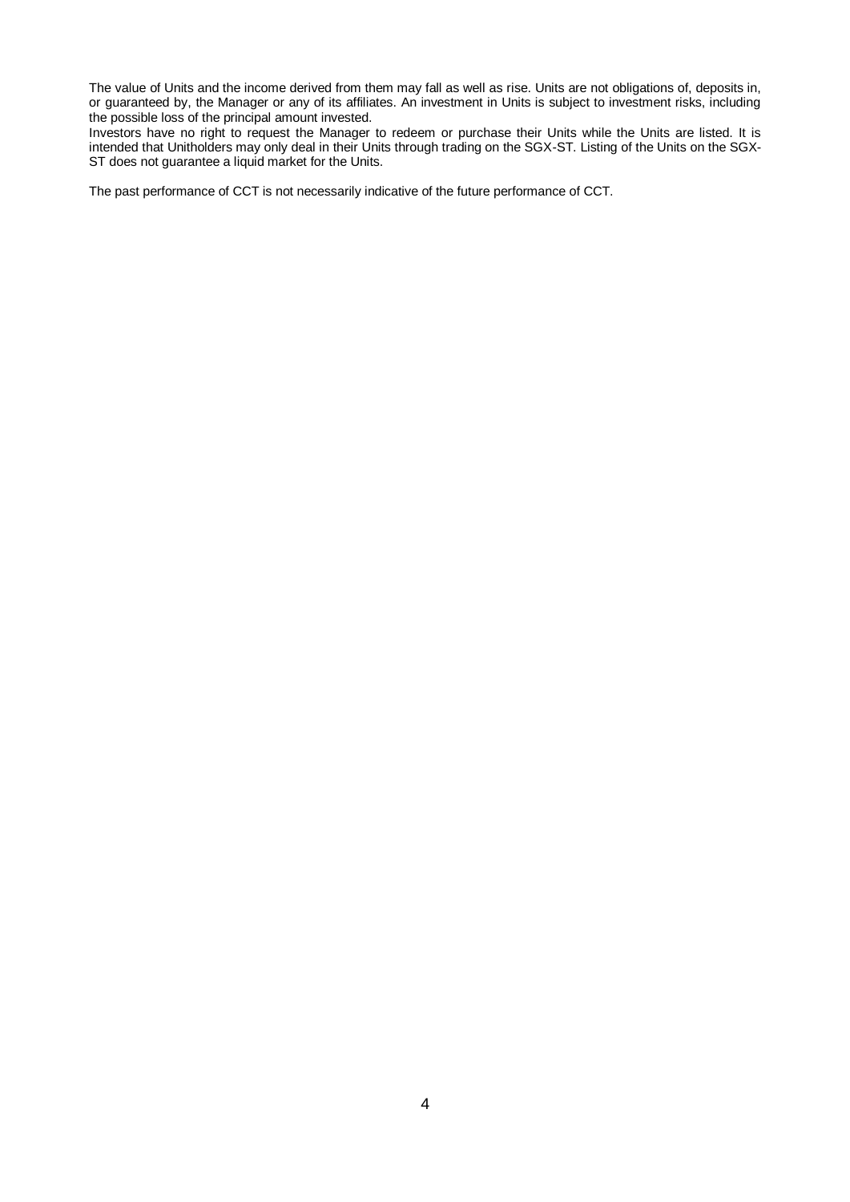The value of Units and the income derived from them may fall as well as rise. Units are not obligations of, deposits in, or guaranteed by, the Manager or any of its affiliates. An investment in Units is subject to investment risks, including the possible loss of the principal amount invested.
Investors have no right to request the Manager to redeem or purchase their Units while the Units are listed. It is intended that Unitholders may only deal in their Units through trading on the SGX-ST. Listing of the Units on the SGX-ST does not guarantee a liquid market for the Units.

The past performance of CCT is not necessarily indicative of the future performance of CCT.